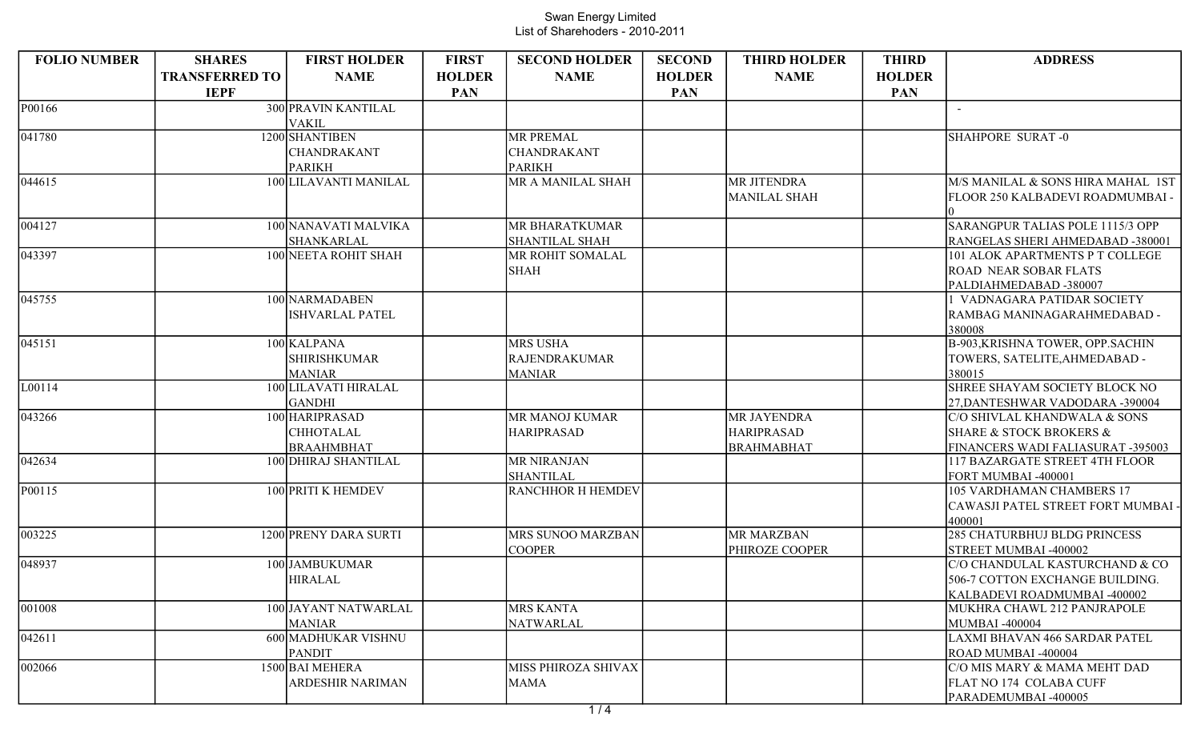Swan Energy Limited
List of Sharehoders - 2010-2011

| FOLIO NUMBER | SHARES TRANSFERRED TO IEPF | FIRST HOLDER NAME | FIRST HOLDER PAN | SECOND HOLDER NAME | SECOND HOLDER PAN | THIRD HOLDER NAME | THIRD HOLDER PAN | ADDRESS |
|---|---|---|---|---|---|---|---|---|
| P00166 | 300 | PRAVIN KANTILAL VAKIL | | | | | | - |
| 041780 | 1200 | SHANTIBEN CHANDRAKANT PARIKH | | MR PREMAL CHANDRAKANT PARIKH | | | | SHAHPORE SURAT -0 |
| 044615 | 100 | LILAVANTI MANILAL | | MR A MANILAL SHAH | | MR JITENDRA MANILAL SHAH | | M/S MANILAL & SONS HIRA MAHAL 1ST FLOOR 250 KALBADEVI ROADMUMBAI -0 |
| 004127 | 100 | NANAVATI MALVIKA SHANKARLAL | | MR BHARATKUMAR SHANTILAL SHAH | | | | SARANGPUR TALIAS POLE 1115/3 OPP RANGELAS SHERI AHMEDABAD -380001 |
| 043397 | 100 | NEETA ROHIT SHAH | | MR ROHIT SOMALAL SHAH | | | | 101 ALOK APARTMENTS P T COLLEGE ROAD NEAR SOBAR FLATS PALDIAHMEDABAD -380007 |
| 045755 | 100 | NARMADABEN ISHVARLAL PATEL | | | | | | 1 VADNAGARA PATIDAR SOCIETY RAMBAG MANINAGARAHMEDABAD -380008 |
| 045151 | 100 | KALPANA SHIRISHKUMAR MANIAR | | MRS USHA RAJENDRAKUMAR MANIAR | | | | B-903,KRISHNA TOWER, OPP.SACHIN TOWERS, SATELITE,AHMEDABAD -380015 |
| L00114 | 100 | LILAVATI HIRALAL GANDHI | | | | | | SHREE SHAYAM SOCIETY BLOCK NO 27,DANTESHWAR VADODARA -390004 |
| 043266 | 100 | HARIPRASAD CHHOTALAL BRAAHMBHAT | | MR MANOJ KUMAR HARIPRASAD | | MR JAYENDRA HARIPRASAD BRAHMABHAT | | C/O SHIVLAL KHANDWALA & SONS SHARE & STOCK BROKERS & FINANCERS WADI FALIASURAT -395003 |
| 042634 | 100 | DHIRAJ SHANTILAL | | MR NIRANJAN SHANTILAL | | | | 117 BAZARGATE STREET 4TH FLOOR FORT MUMBAI -400001 |
| P00115 | 100 | PRITI K HEMDEV | | RANCHHOR H HEMDEV | | | | 105 VARDHAMAN CHAMBERS 17 CAWASJI PATEL STREET FORT MUMBAI -400001 |
| 003225 | 1200 | PRENY DARA SURTI | | MRS SUNOO MARZBAN COOPER | | MR MARZBAN PHIROZE COOPER | | 285 CHATURBHUJ BLDG PRINCESS STREET MUMBAI -400002 |
| 048937 | 100 | JAMBUKUMAR HIRALAL | | | | | | C/O CHANDULAL KASTURCHAND & CO 506-7 COTTON EXCHANGE BUILDING. KALBADEVI ROADMUMBAI -400002 |
| 001008 | 100 | JAYANT NATWARLAL MANIAR | | MRS KANTA NATWARLAL | | | | MUKHRA CHAWL 212 PANJRAPOLE MUMBAI -400004 |
| 042611 | 600 | MADHUKAR VISHNU PANDIT | | | | | | LAXMI BHAVAN 466 SARDAR PATEL ROAD MUMBAI -400004 |
| 002066 | 1500 | BAI MEHERA ARDESHIR NARIMAN | | MISS PHIROZA SHIVAX MAMA | | | | C/O MIS MARY & MAMA MEHT DAD FLAT NO 174 COLABA CUFF PARADEMUMBAI -400005 |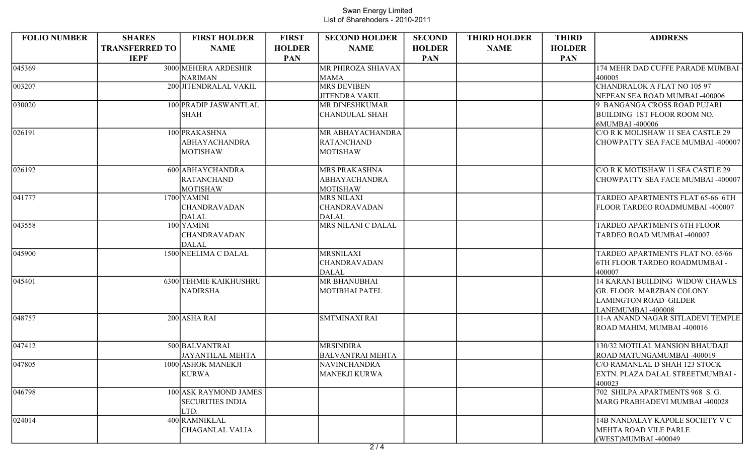Swan Energy Limited
List of Sharehoders - 2010-2011

| FOLIO NUMBER | SHARES TRANSFERRED TO IEPF | FIRST HOLDER NAME | FIRST HOLDER PAN | SECOND HOLDER NAME | SECOND HOLDER PAN | THIRD HOLDER NAME | THIRD HOLDER PAN | ADDRESS |
|---|---|---|---|---|---|---|---|---|
| 045369 | 3000 | MEHERA ARDESHIR NARIMAN | | MR PHIROZA SHIAVAX MAMA | | | | 174 MEHR DAD CUFFE PARADE MUMBAI -400005 |
| 003207 | 200 | JITENDRALAL VAKIL | | MRS DEVIBEN JITENDRA VAKIL | | | | CHANDRALOK A FLAT NO 105 97 NEPEAN SEA ROAD MUMBAI -400006 |
| 030020 | 100 | PRADIP JASWANTLAL SHAH | | MR DINESHKUMAR CHANDULAL SHAH | | | | 9 BANGANGA CROSS ROAD PUJARI BUILDING 1ST FLOOR ROOM NO. 6MUMBAI -400006 |
| 026191 | 100 | PRAKASHNA ABHAYACHANDRA MOTISHAW | | MR ABHAYACHANDRA RATANCHAND MOTISHAW | | | | C/O R K MOLISHAW 11 SEA CASTLE 29 CHOWPATTY SEA FACE MUMBAI -400007 |
| 026192 | 600 | ABHAYCHANDRA RATANCHAND MOTISHAW | | MRS PRAKASHNA ABHAYACHANDRA MOTISHAW | | | | C/O R K MOTISHAW 11 SEA CASTLE 29 CHOWPATTY SEA FACE MUMBAI -400007 |
| 041777 | 1700 | YAMINI CHANDRAVADAN DALAL | | MRS NILAXI CHANDRAVADAN DALAL | | | | TARDEO APARTMENTS FLAT 65-66 6TH FLOOR TARDEO ROADMUMBAI -400007 |
| 043558 | 100 | YAMINI CHANDRAVADAN DALAL | | MRS NILANI C DALAL | | | | TARDEO APARTMENTS 6TH FLOOR TARDEO ROAD MUMBAI -400007 |
| 045900 | 1500 | NEELIMA C DALAL | | MRSNILAXI CHANDRAVADAN DALAL | | | | TARDEO APARTMENTS FLAT NO. 65/66 6TH FLOOR TARDEO ROADMUMBAI -400007 |
| 045401 | 6300 | TEHMIE KAIKHUSHRU NADIRSHA | | MR BHANUBHAI MOTIBHAI PATEL | | | | 14 KARANI BUILDING WIDOW CHAWLS GR. FLOOR MARZBAN COLONY LAMINGTON ROAD GILDER LANEMUMBAI -400008 |
| 048757 | 200 | ASHA RAI | | SMTMINAXI RAI | | | | 11-A ANAND NAGAR SITLADEVI TEMPLE ROAD MAHIM, MUMBAI -400016 |
| 047412 | 500 | BALVANTRAI JAYANTILAL MEHTA | | MRSINDIRA BALVANTRAI MEHTA | | | | 130/32 MOTILAL MANSION BHAUDAJI ROAD MATUNGAMUMBAI -400019 |
| 047805 | 1000 | ASHOK MANEKJI KURWA | | NAVINCHANDRA MANEKJI KURWA | | | | C/O RAMANLAL D SHAH 123 STOCK EXTN. PLAZA DALAL STREETMUMBAI -400023 |
| 046798 | 100 | ASK RAYMOND JAMES SECURITIES INDIA LTD. | | | | | | 702 SHILPA APARTMENTS 968 S. G. MARG PRABHADEVI MUMBAI -400028 |
| 024014 | 400 | RAMNIKLAL CHAGANLAL VALIA | | | | | | 14B NANDALAY KAPOLE SOCIETY V C MEHTA ROAD VILE PARLE (WEST)MUMBAI -400049 |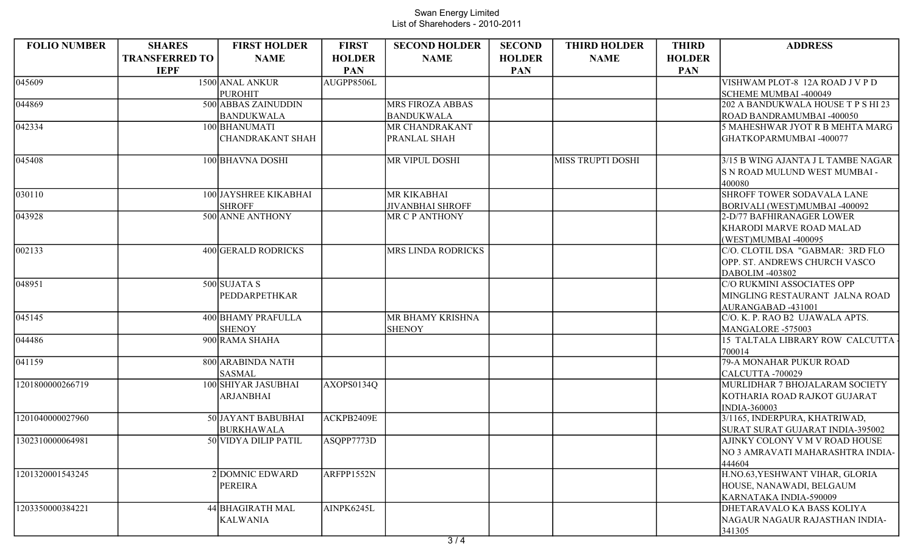Swan Energy Limited
List of Sharehoders - 2010-2011

| FOLIO NUMBER | SHARES TRANSFERRED TO IEPF | FIRST HOLDER NAME | FIRST HOLDER PAN | SECOND HOLDER NAME | SECOND HOLDER PAN | THIRD HOLDER NAME | THIRD HOLDER PAN | ADDRESS |
|---|---|---|---|---|---|---|---|---|
| 045609 | 1500 | ANAL ANKUR PUROHIT | AUGPP8506L | | | | | VISHWAM PLOT-8 12A ROAD J V P D SCHEME MUMBAI -400049 |
| 044869 | 500 | ABBAS ZAINUDDIN BANDUKWALA | | MRS FIROZA ABBAS BANDUKWALA | | | | 202 A BANDUKWALA HOUSE T P S HI 23 ROAD BANDRAMUMBAI -400050 |
| 042334 | 100 | BHANUMATI CHANDRAKANT SHAH | | MR CHANDRAKANT PRANLAL SHAH | | | | 5 MAHESHWAR JYOT R B MEHTA MARG GHATKOPARMUMBAI -400077 |
| 045408 | 100 | BHAVNA DOSHI | | MR VIPUL DOSHI | | MISS TRUPTI DOSHI | | 3/15 B WING AJANTA J L TAMBE NAGAR S N ROAD MULUND WEST MUMBAI - 400080 |
| 030110 | 100 | JAYSHREE KIKABHAI SHROFF | | MR KIKABHAI JIVANBHAI SHROFF | | | | SHROFF TOWER SODAVALA LANE BORIVALI (WEST)MUMBAI -400092 |
| 043928 | 500 | ANNE ANTHONY | | MR C P ANTHONY | | | | 2-D/77 BAFHIRANAGER LOWER KHARODI MARVE ROAD MALAD (WEST)MUMBAI -400095 |
| 002133 | 400 | GERALD RODRICKS | | MRS LINDA RODRICKS | | | | C/O. CLOTIL DSA "GABMAR: 3RD FLO OPP. ST. ANDREWS CHURCH VASCO DABOLIM -403802 |
| 048951 | 500 | SUJATA S PEDDARPETHKAR | | | | | | C/O RUKMINI ASSOCIATES OPP MINGLING RESTAURANT JALNA ROAD AURANGABAD -431001 |
| 045145 | 400 | BHAMY PRAFULLA SHENOY | | MR BHAMY KRISHNA SHENOY | | | | C/O. K. P. RAO B2 UJAWALA APTS. MANGALORE -575003 |
| 044486 | 900 | RAMA SHAHA | | | | | | 15 TALTALA LIBRARY ROW CALCUTTA - 700014 |
| 041159 | 800 | ARABINDA NATH SASMAL | | | | | | 79-A MONAHAR PUKUR ROAD CALCUTTA -700029 |
| 1201800000266719 | 100 | SHIYAR JASUBHAI ARJANBHAI | AXOPS0134Q | | | | | MURLIDHAR 7 BHOJALARAM SOCIETY KOTHARIA ROAD RAJKOT GUJARAT INDIA-360003 |
| 1201040000027960 | 50 | JAYANT BABUBHAI BURKHAWALA | ACKPB2409E | | | | | 3/1165, INDERPURA, KHATRIWAD, SURAT SURAT GUJARAT INDIA-395002 |
| 1302310000064981 | 50 | VIDYA DILIP PATIL | ASQPP7773D | | | | | AJINKY COLONY V M V ROAD HOUSE NO 3 AMRAVATI MAHARASHTRA INDIA-444604 |
| 1201320001543245 | 2 | DOMNIC EDWARD PEREIRA | ARFPP1552N | | | | | H.NO.63,YESHWANT VIHAR, GLORIA HOUSE, NANAWADI, BELGAUM KARNATAKA INDIA-590009 |
| 1203350000384221 | 44 | BHAGIRATH MAL KALWANIA | AINPK6245L | | | | | DHETARAVALO KA BASS KOLIYA NAGAUR NAGAUR RAJASTHAN INDIA-341305 |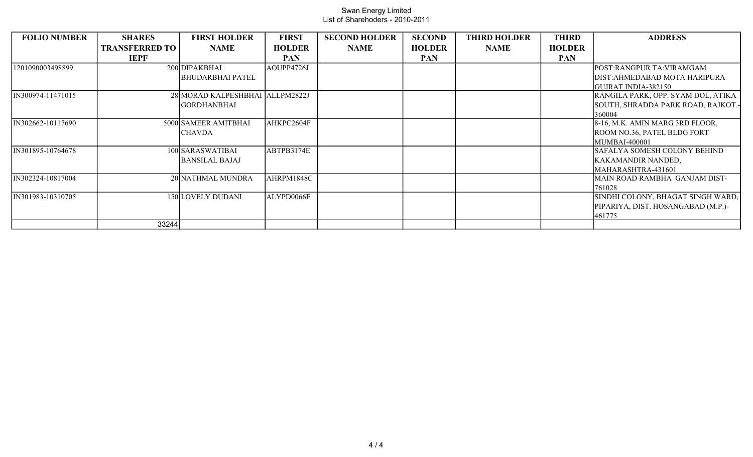Swan Energy Limited
List of Sharehoders - 2010-2011

| FOLIO NUMBER | SHARES TRANSFERRED TO IEPF | FIRST HOLDER NAME | FIRST HOLDER PAN | SECOND HOLDER NAME | SECOND HOLDER PAN | THIRD HOLDER NAME | THIRD HOLDER PAN | ADDRESS |
|---|---|---|---|---|---|---|---|---|
| 1201090003498899 | 200 | DIPAKBHAI BHUDARBHAI PATEL | AOUPP4726J | | | | | POST:RANGPUR TA:VIRAMGAM DIST:AHMEDABAD MOTA HARIPURA GUJRAT INDIA-382150 |
| IN300974-11471015 | 28 | MORAD KALPESHBHAI GORDHANBHAI | ALLPM2822J | | | | | RANGILA PARK, OPP. SYAM DOL, ATIKA SOUTH, SHRADDA PARK ROAD, RAJKOT.-360004 |
| IN302662-10117690 | 5000 | SAMEER AMITBHAI CHAVDA | AHKPC2604F | | | | | 8-16, M.K. AMIN MARG 3RD FLOOR, ROOM NO.36, PATEL BLDG FORT MUMBAI-400001 |
| IN301895-10764678 | 100 | SARASWATIBAI BANSILAL BAJAJ | ABTPB3174E | | | | | SAFALYA SOMESH COLONY BEHIND KAKAMANDIR NANDED, MAHARASHTRA-431601 |
| IN302324-10817004 | 20 | NATHMAL MUNDRA | AHRPM1848C | | | | | MAIN ROAD RAMBHA GANJAM DIST-761028 |
| IN301983-10310705 | 150 | LOVELY DUDANI | ALYPD0066E | | | | | SINDHI COLONY, BHAGAT SINGH WARD, PIPARIYA, DIST. HOSANGABAD (M.P.)-461775 |
| | 33244 | | | | | | | |